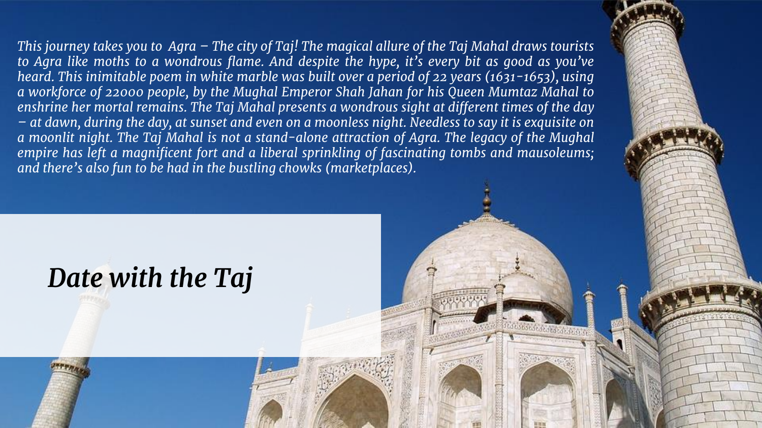*This journey takes you to Agra – The city of Taj! The magical allure of the Taj Mahal draws tourists to Agra like moths to a wondrous flame. And despite the hype, it's every bit as good as you've heard. This inimitable poem in white marble was built over a period of 22 years (1631-1653), using a workforce of 22000 people, by the Mughal Emperor Shah Jahan for his Queen Mumtaz Mahal to enshrine her mortal remains. The Taj Mahal presents a wondrous sight at different times of the day – at dawn, during the day, at sunset and even on a moonless night. Needless to say it is exquisite on a moonlit night. The Taj Mahal is not a stand-alone attraction of Agra. The legacy of the Mughal empire has left a magnificent fort and a liberal sprinkling of fascinating tombs and mausoleums; and there's also fun to be had in the bustling chowks (marketplaces).*

# *Date with the Taj*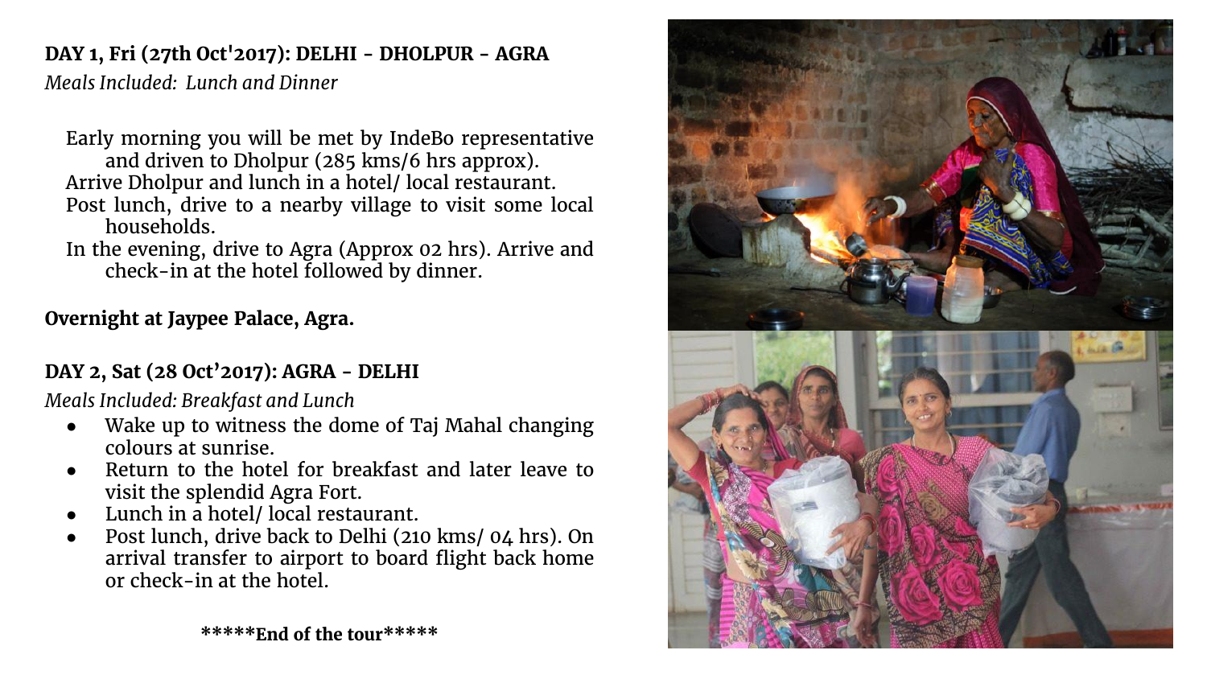**DAY 1, Fri (27th Oct'2017): DELHI - DHOLPUR - AGRA**

*Meals Included: Lunch and Dinner*

Early morning you will be met by IndeBo representative and driven to Dholpur (285 kms/6 hrs approx).

Arrive Dholpur and lunch in a hotel/ local restaurant.

Post lunch, drive to a nearby village to visit some local households.

In the evening, drive to Agra (Approx 02 hrs). Arrive and check-in at the hotel followed by dinner.

**Overnight at Jaypee Palace, Agra.**

**DAY 2, Sat (28 Oct'2017): AGRA - DELHI**

*Meals Included: Breakfast and Lunch*

- Wake up to witness the dome of Taj Mahal changing colours at sunrise.
- Return to the hotel for breakfast and later leave to visit the splendid Agra Fort.
- Lunch in a hotel/ local restaurant.
- Post lunch, drive back to Delhi (210 kms/ 04 hrs). On arrival transfer to airport to board flight back home or check-in at the hotel.

**\*\*\*\*\*End of the tour\*\*\*\*\***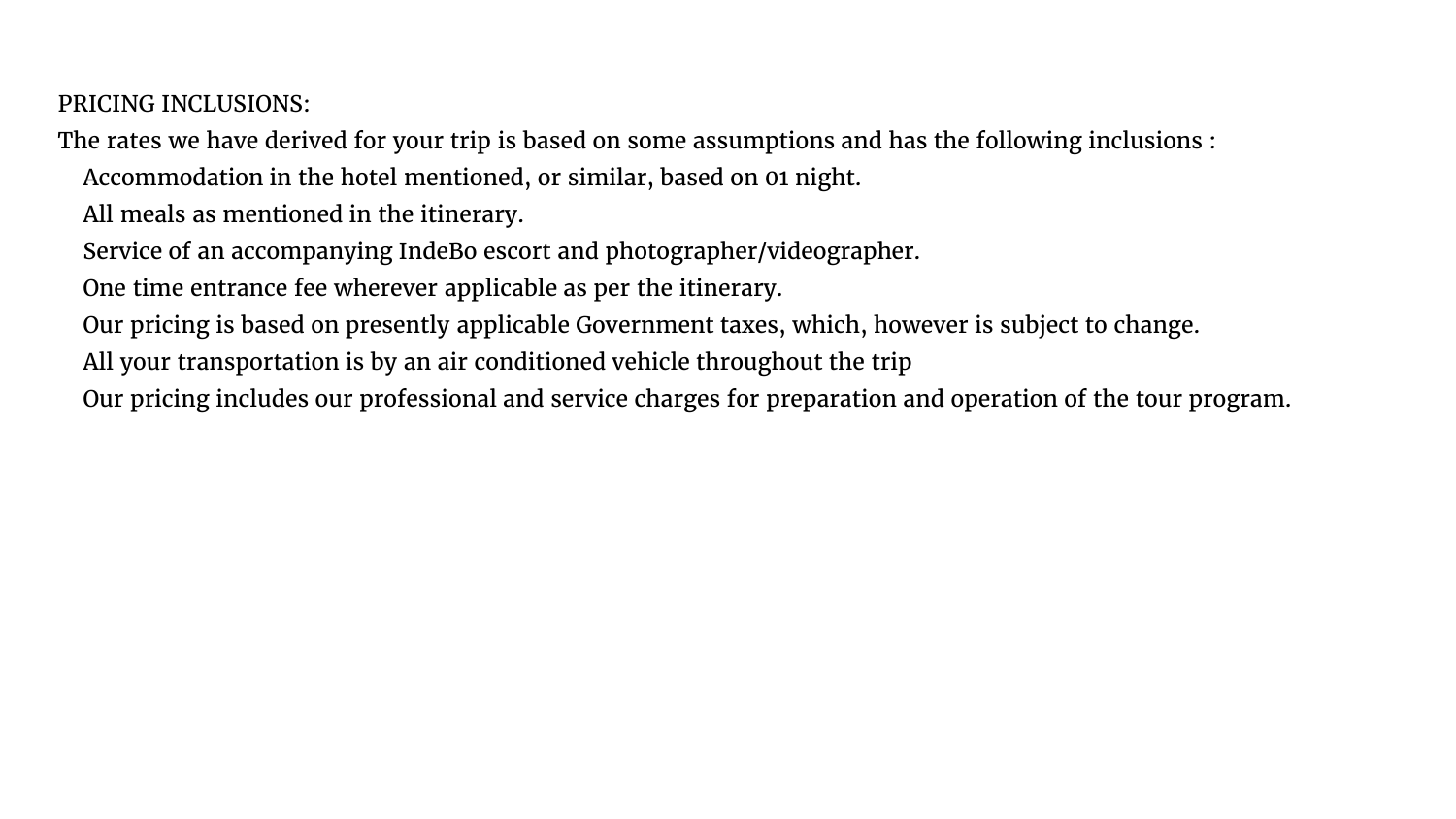PRICING INCLUSIONS:

The rates we have derived for your trip is based on some assumptions and has the following inclusions :

- Accommodation in the hotel mentioned, or similar, based on 01 night.
- All meals as mentioned in the itinerary.
- Service of an accompanying IndeBo escort and photographer/videographer.
- One time entrance fee wherever applicable as per the itinerary.
- Our pricing is based on presently applicable Government taxes, which, however is subject to change.
- All your transportation is by an air conditioned vehicle throughout the trip
- Our pricing includes our professional and service charges for preparation and operation of the tour program.